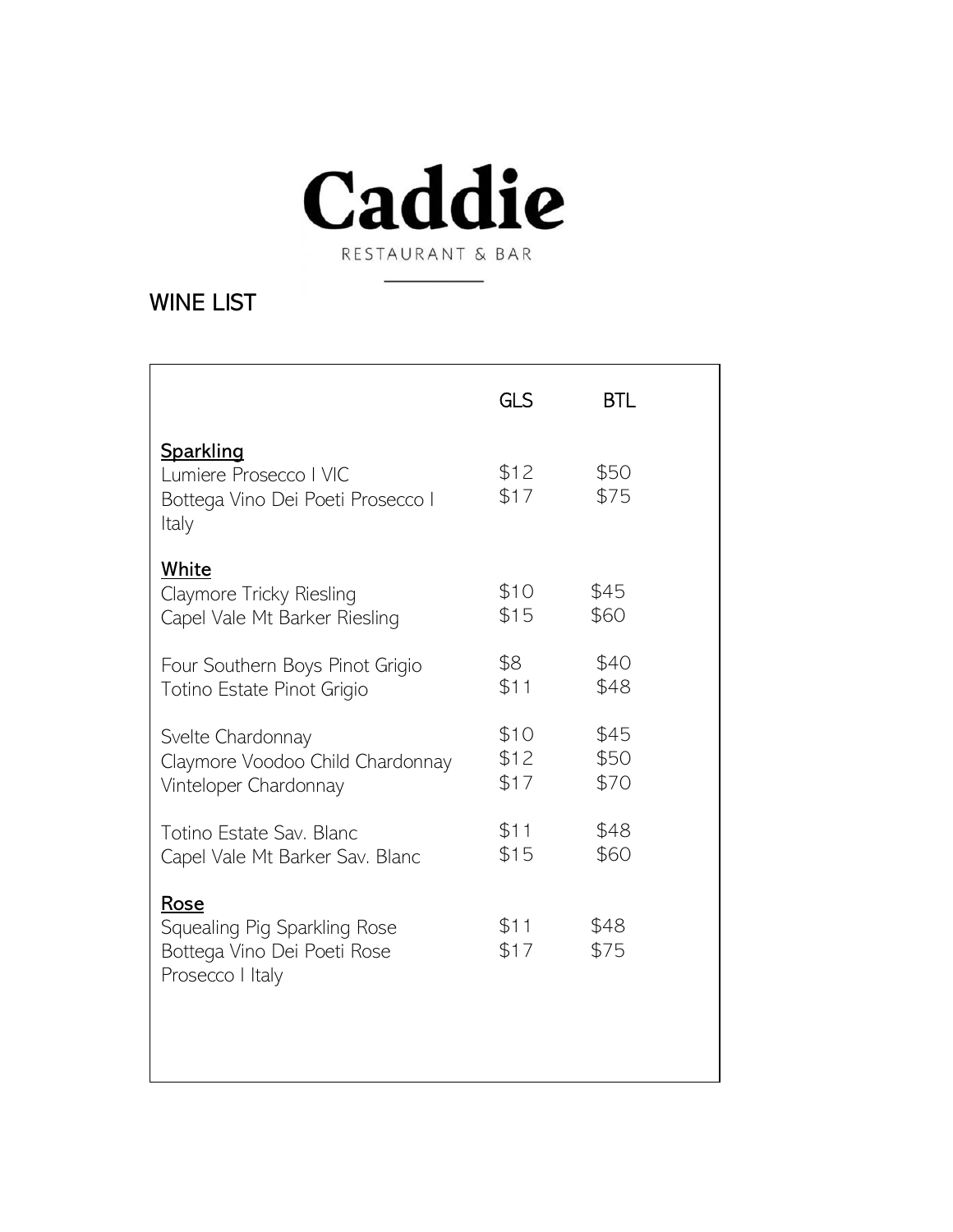# Caddie

RESTAURANT & BAR

## WINE LIST

| | GLS | BTL |
|---|---|---|
| **Sparkling** | | |
| Lumiere Prosecco I VIC | $12 | $50 |
| Bottega Vino Dei Poeti Prosecco I Italy | $17 | $75 |
| **White** | | |
| Claymore Tricky Riesling | $10 | $45 |
| Capel Vale Mt Barker Riesling | $15 | $60 |
| Four Southern Boys Pinot Grigio | $8 | $40 |
| Totino Estate Pinot Grigio | $11 | $48 |
| Svelte Chardonnay | $10 | $45 |
| Claymore Voodoo Child Chardonnay | $12 | $50 |
| Vinteloper Chardonnay | $17 | $70 |
| Totino Estate Sav. Blanc | $11 | $48 |
| Capel Vale Mt Barker Sav. Blanc | $15 | $60 |
| **Rose** | | |
| Squealing Pig Sparkling Rose | $11 | $48 |
| Bottega Vino Dei Poeti Rose Prosecco I Italy | $17 | $75 |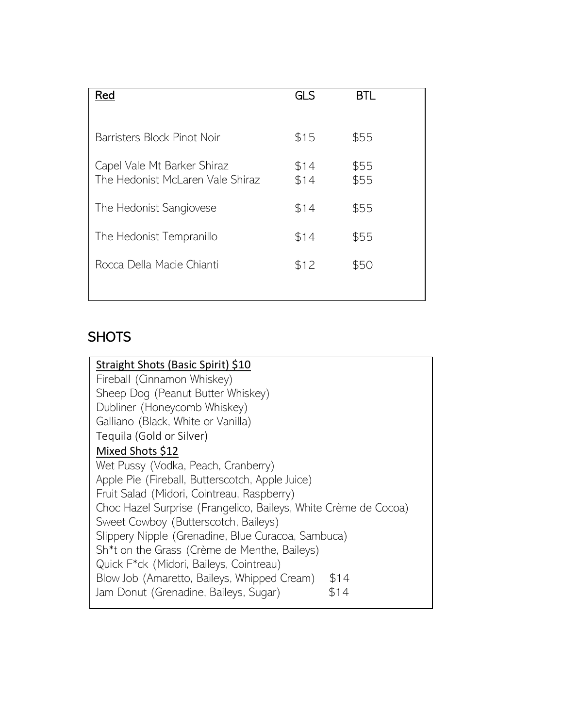| Red | GLS | BTL |
| --- | --- | --- |
| Barristers Block Pinot Noir | $15 | $55 |
| Capel Vale Mt Barker Shiraz | $14 | $55 |
| The Hedonist McLaren Vale Shiraz | $14 | $55 |
| The Hedonist Sangiovese | $14 | $55 |
| The Hedonist Tempranillo | $14 | $55 |
| Rocca Della Macie Chianti | $12 | $50 |

## SHOTS

**Straight Shots (Basic Spirit) $10**

Fireball (Cinnamon Whiskey)
Sheep Dog (Peanut Butter Whiskey)
Dubliner (Honeycomb Whiskey)
Galliano (Black, White or Vanilla)
Tequila (Gold or Silver)

**Mixed Shots $12**

Wet Pussy (Vodka, Peach, Cranberry)
Apple Pie (Fireball, Butterscotch, Apple Juice)
Fruit Salad (Midori, Cointreau, Raspberry)
Choc Hazel Surprise (Frangelico, Baileys, White Crème de Cocoa)
Sweet Cowboy (Butterscotch, Baileys)
Slippery Nipple (Grenadine, Blue Curacoa, Sambuca)
Sh*t on the Grass (Crème de Menthe, Baileys)
Quick F*ck (Midori, Baileys, Cointreau)
Blow Job (Amaretto, Baileys, Whipped Cream) $14
Jam Donut (Grenadine, Baileys, Sugar) $14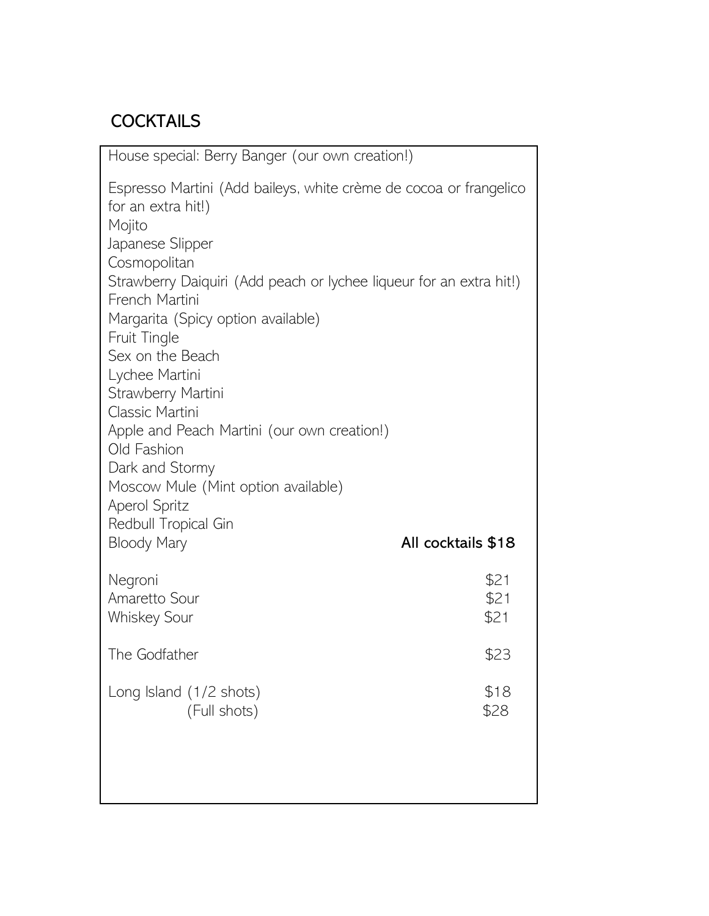## COCKTAILS

House special: Berry Banger (our own creation!)

Espresso Martini (Add baileys, white crème de cocoa or frangelico for an extra hit!)
Mojito
Japanese Slipper
Cosmopolitan
Strawberry Daiquiri (Add peach or lychee liqueur for an extra hit!)
French Martini
Margarita (Spicy option available)
Fruit Tingle
Sex on the Beach
Lychee Martini
Strawberry Martini
Classic Martini
Apple and Peach Martini (our own creation!)
Old Fashion
Dark and Stormy
Moscow Mule (Mint option available)
Aperol Spritz
Redbull Tropical Gin
Bloody Mary

**All cocktails $18**

| | |
|---|---|
| Negroni | $21 |
| Amaretto Sour | $21 |
| Whiskey Sour | $21 |
| The Godfather | $23 |
| Long Island (1/2 shots) | $18 |
| (Full shots) | $28 |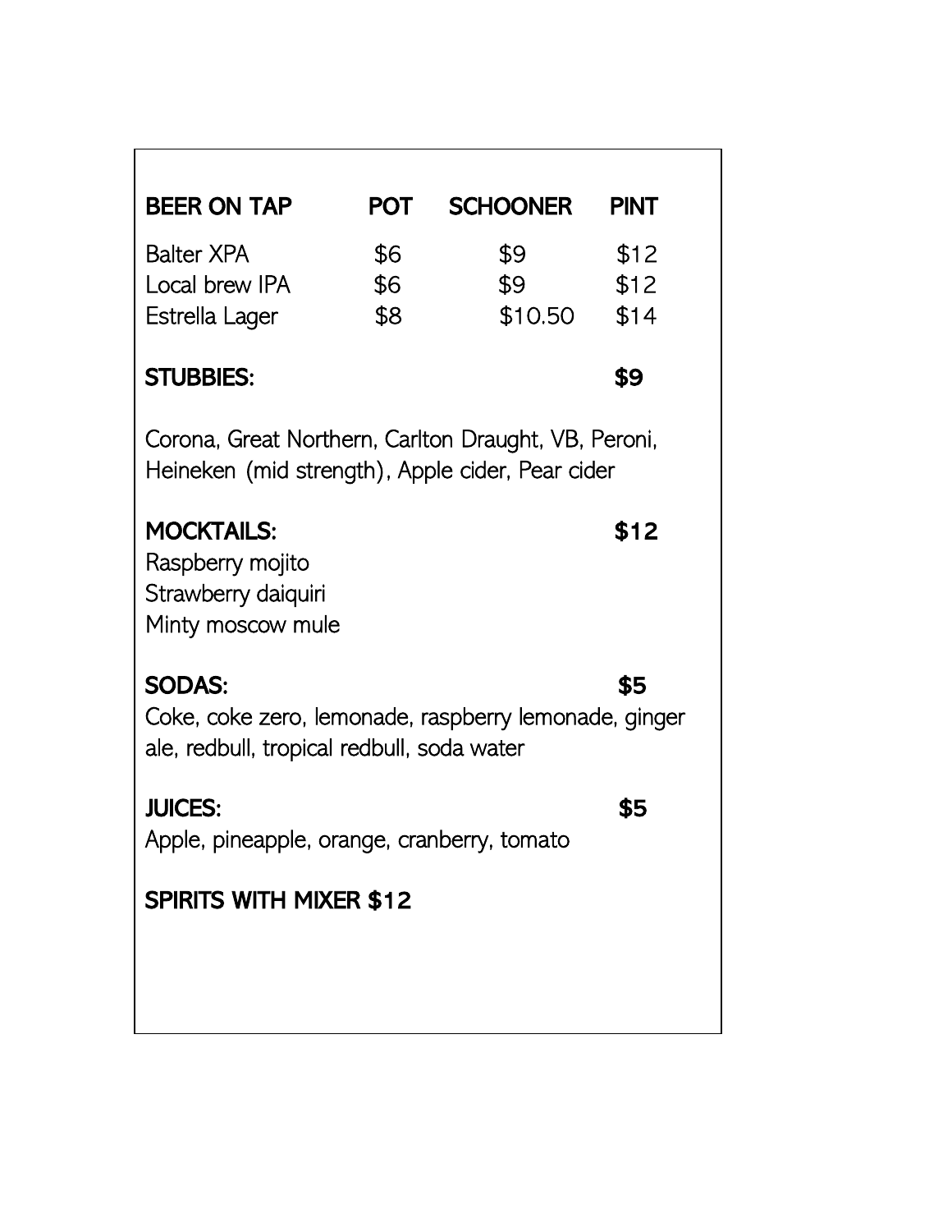| BEER ON TAP | POT | SCHOONER | PINT |
|---|---|---|---|
| Balter XPA | $6 | $9 | $12 |
| Local brew IPA | $6 | $9 | $12 |
| Estrella Lager | $8 | $10.50 | $14 |

**STUBBIES: $9**

Corona, Great Northern, Carlton Draught, VB, Peroni, Heineken (mid strength), Apple cider, Pear cider

**MOCKTAILS: $12**

Raspberry mojito
Strawberry daiquiri
Minty moscow mule

**SODAS: $5**

Coke, coke zero, lemonade, raspberry lemonade, ginger ale, redbull, tropical redbull, soda water

**JUICES: $5**

Apple, pineapple, orange, cranberry, tomato

**SPIRITS WITH MIXER $12**